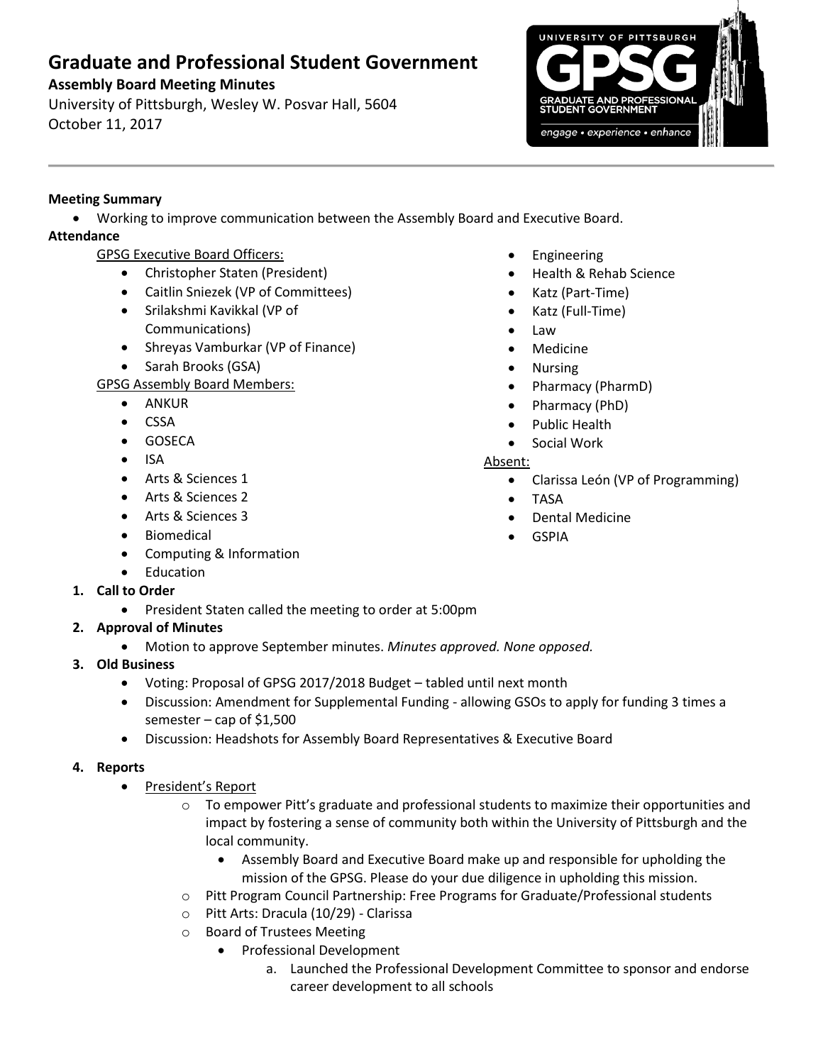# Graduate and Professional Student Government

**Assembly Board Meeting Minutes**

University of Pittsburgh, Wesley W. Posvar Hall, 5604
October 11, 2017

**Meeting Summary**

- Working to improve communication between the Assembly Board and Executive Board.

**Attendance**

GPSG Executive Board Officers:

- Christopher Staten (President)
- Caitlin Sniezek (VP of Committees)
- Srilakshmi Kavikkal (VP of Communications)
- Shreyas Vamburkar (VP of Finance)
- Sarah Brooks (GSA)

GPSG Assembly Board Members:

- ANKUR
- CSSA
- GOSECA
- ISA
- Arts & Sciences 1
- Arts & Sciences 2
- Arts & Sciences 3
- Biomedical
- Computing & Information
- Education
- Engineering
- Health & Rehab Science
- Katz (Part-Time)
- Katz (Full-Time)
- Law
- Medicine
- Nursing
- Pharmacy (PharmD)
- Pharmacy (PhD)
- Public Health
- Social Work

Absent:

- Clarissa León (VP of Programming)
- TASA
- Dental Medicine
- GSPIA

1. **Call to Order**
   - President Staten called the meeting to order at 5:00pm
2. **Approval of Minutes**
   - Motion to approve September minutes. *Minutes approved. None opposed.*
3. **Old Business**
   - Voting: Proposal of GPSG 2017/2018 Budget – tabled until next month
   - Discussion: Amendment for Supplemental Funding - allowing GSOs to apply for funding 3 times a semester – cap of $1,500
   - Discussion: Headshots for Assembly Board Representatives & Executive Board
4. **Reports**
   - President's Report
     - To empower Pitt's graduate and professional students to maximize their opportunities and impact by fostering a sense of community both within the University of Pittsburgh and the local community.
       - Assembly Board and Executive Board make up and responsible for upholding the mission of the GPSG. Please do your due diligence in upholding this mission.
     - Pitt Program Council Partnership: Free Programs for Graduate/Professional students
     - Pitt Arts: Dracula (10/29) - Clarissa
     - Board of Trustees Meeting
       - Professional Development
         a. Launched the Professional Development Committee to sponsor and endorse career development to all schools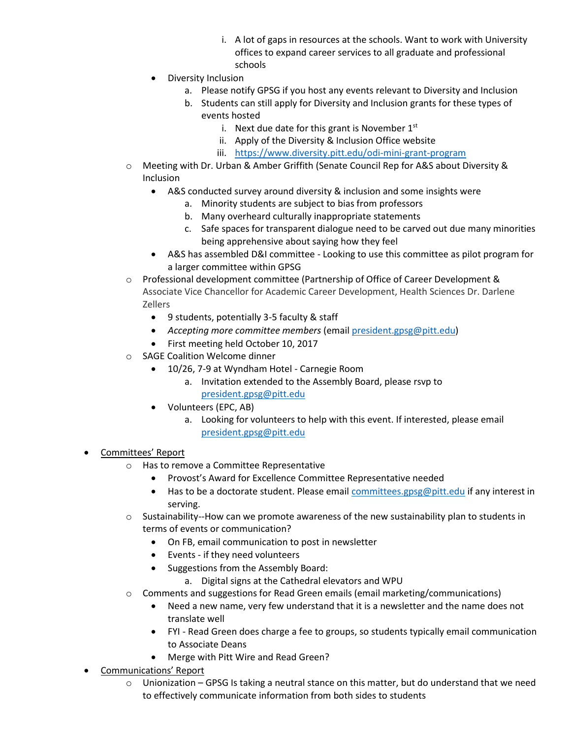i. A lot of gaps in resources at the schools. Want to work with University offices to expand career services to all graduate and professional schools
    - Diversity Inclusion
        a. Please notify GPSG if you host any events relevant to Diversity and Inclusion
        b. Students can still apply for Diversity and Inclusion grants for these types of events hosted
            i. Next due date for this grant is November 1st
            ii. Apply of the Diversity & Inclusion Office website
            iii. https://www.diversity.pitt.edu/odi-mini-grant-program
  - Meeting with Dr. Urban & Amber Griffith (Senate Council Rep for A&S about Diversity & Inclusion
    - A&S conducted survey around diversity & inclusion and some insights were
        a. Minority students are subject to bias from professors
        b. Many overheard culturally inappropriate statements
        c. Safe spaces for transparent dialogue need to be carved out due many minorities being apprehensive about saying how they feel
    - A&S has assembled D&I committee - Looking to use this committee as pilot program for a larger committee within GPSG
  - Professional development committee (Partnership of Office of Career Development & Associate Vice Chancellor for Academic Career Development, Health Sciences Dr. Darlene Zellers
    - 9 students, potentially 3-5 faculty & staff
    - *Accepting more committee members* (email president.gpsg@pitt.edu)
    - First meeting held October 10, 2017
  - SAGE Coalition Welcome dinner
    - 10/26, 7-9 at Wyndham Hotel - Carnegie Room
        a. Invitation extended to the Assembly Board, please rsvp to president.gpsg@pitt.edu
    - Volunteers (EPC, AB)
        a. Looking for volunteers to help with this event. If interested, please email president.gpsg@pitt.edu

- Committees' Report
  - Has to remove a Committee Representative
    - Provost's Award for Excellence Committee Representative needed
    - Has to be a doctorate student. Please email committees.gpsg@pitt.edu if any interest in serving.
  - Sustainability--How can we promote awareness of the new sustainability plan to students in terms of events or communication?
    - On FB, email communication to post in newsletter
    - Events - if they need volunteers
    - Suggestions from the Assembly Board:
        a. Digital signs at the Cathedral elevators and WPU
  - Comments and suggestions for Read Green emails (email marketing/communications)
    - Need a new name, very few understand that it is a newsletter and the name does not translate well
    - FYI - Read Green does charge a fee to groups, so students typically email communication to Associate Deans
    - Merge with Pitt Wire and Read Green?
- Communications' Report
  - Unionization – GPSG Is taking a neutral stance on this matter, but do understand that we need to effectively communicate information from both sides to students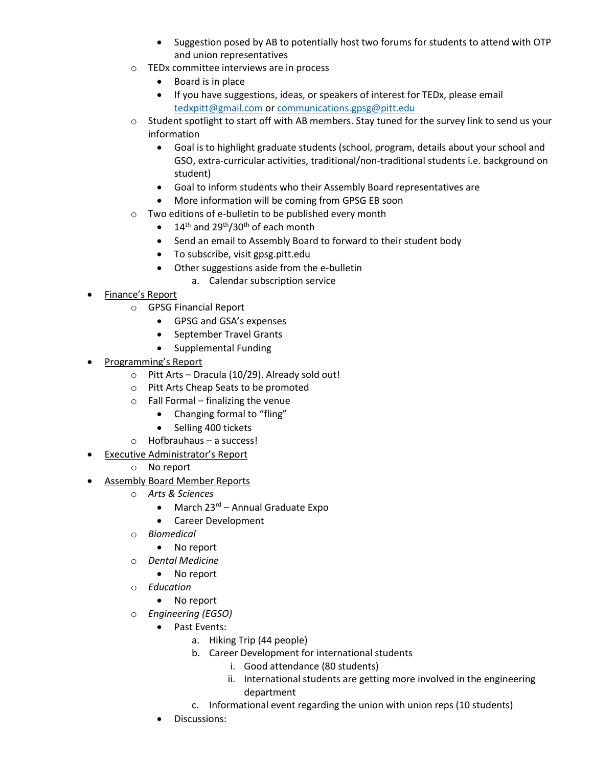- Suggestion posed by AB to potentially host two forums for students to attend with OTP and union representatives
    - TEDx committee interviews are in process
        - Board is in place
        - If you have suggestions, ideas, or speakers of interest for TEDx, please email tedxpitt@gmail.com or communications.gpsg@pitt.edu
    - Student spotlight to start off with AB members. Stay tuned for the survey link to send us your information
        - Goal is to highlight graduate students (school, program, details about your school and GSO, extra-curricular activities, traditional/non-traditional students i.e. background on student)
        - Goal to inform students who their Assembly Board representatives are
        - More information will be coming from GPSG EB soon
    - Two editions of e-bulletin to be published every month
        - 14th and 29th/30th of each month
        - Send an email to Assembly Board to forward to their student body
        - To subscribe, visit gpsg.pitt.edu
        - Other suggestions aside from the e-bulletin
            a. Calendar subscription service
- Finance's Report
    - GPSG Financial Report
        - GPSG and GSA's expenses
        - September Travel Grants
        - Supplemental Funding
- Programming's Report
    - Pitt Arts – Dracula (10/29). Already sold out!
    - Pitt Arts Cheap Seats to be promoted
    - Fall Formal – finalizing the venue
        - Changing formal to "fling"
        - Selling 400 tickets
    - Hofbrauhaus – a success!
- Executive Administrator's Report
    - No report
- Assembly Board Member Reports
    - *Arts & Sciences*
        - March 23rd – Annual Graduate Expo
        - Career Development
    - *Biomedical*
        - No report
    - *Dental Medicine*
        - No report
    - *Education*
        - No report
    - *Engineering (EGSO)*
        - Past Events:
            a. Hiking Trip (44 people)
            b. Career Development for international students
                i. Good attendance (80 students)
                ii. International students are getting more involved in the engineering department
            c. Informational event regarding the union with union reps (10 students)
        - Discussions: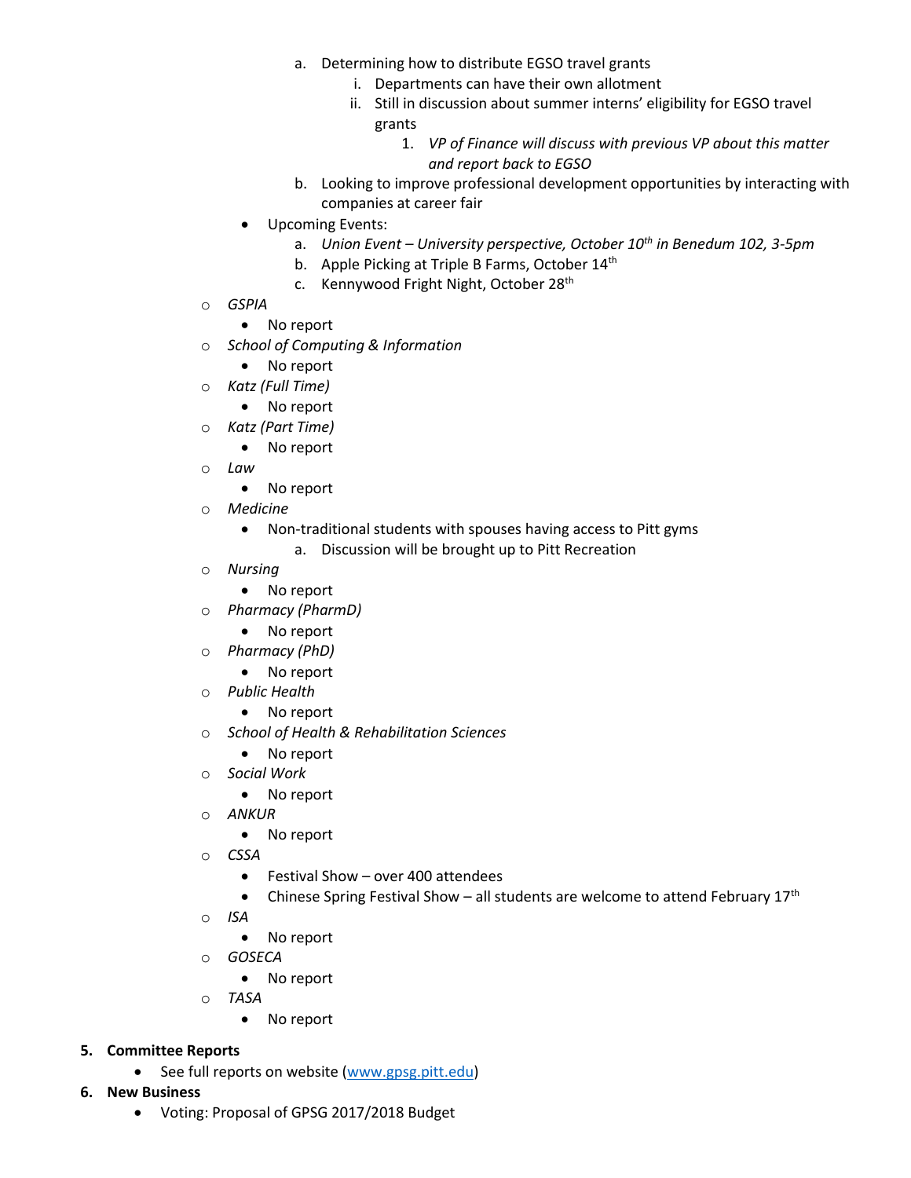a. Determining how to distribute EGSO travel grants
     i. Departments can have their own allotment
     ii. Still in discussion about summer interns' eligibility for EGSO travel grants
        1. *VP of Finance will discuss with previous VP about this matter and report back to EGSO*
  b. Looking to improve professional development opportunities by interacting with companies at career fair
- Upcoming Events:
  a. *Union Event – University perspective, October 10th in Benedum 102, 3-5pm*
  b. Apple Picking at Triple B Farms, October 14th
  c. Kennywood Fright Night, October 28th

- *GSPIA*
  - No report
- *School of Computing & Information*
  - No report
- *Katz (Full Time)*
  - No report
- *Katz (Part Time)*
  - No report
- *Law*
  - No report
- *Medicine*
  - Non-traditional students with spouses having access to Pitt gyms
    a. Discussion will be brought up to Pitt Recreation
- *Nursing*
  - No report
- *Pharmacy (PharmD)*
  - No report
- *Pharmacy (PhD)*
  - No report
- *Public Health*
  - No report
- *School of Health & Rehabilitation Sciences*
  - No report
- *Social Work*
  - No report
- *ANKUR*
  - No report
- *CSSA*
  - Festival Show – over 400 attendees
  - Chinese Spring Festival Show – all students are welcome to attend February 17th
- *ISA*
  - No report
- *GOSECA*
  - No report
- *TASA*
  - No report

**5. Committee Reports**
- See full reports on website (www.gpsg.pitt.edu)

**6. New Business**
- Voting: Proposal of GPSG 2017/2018 Budget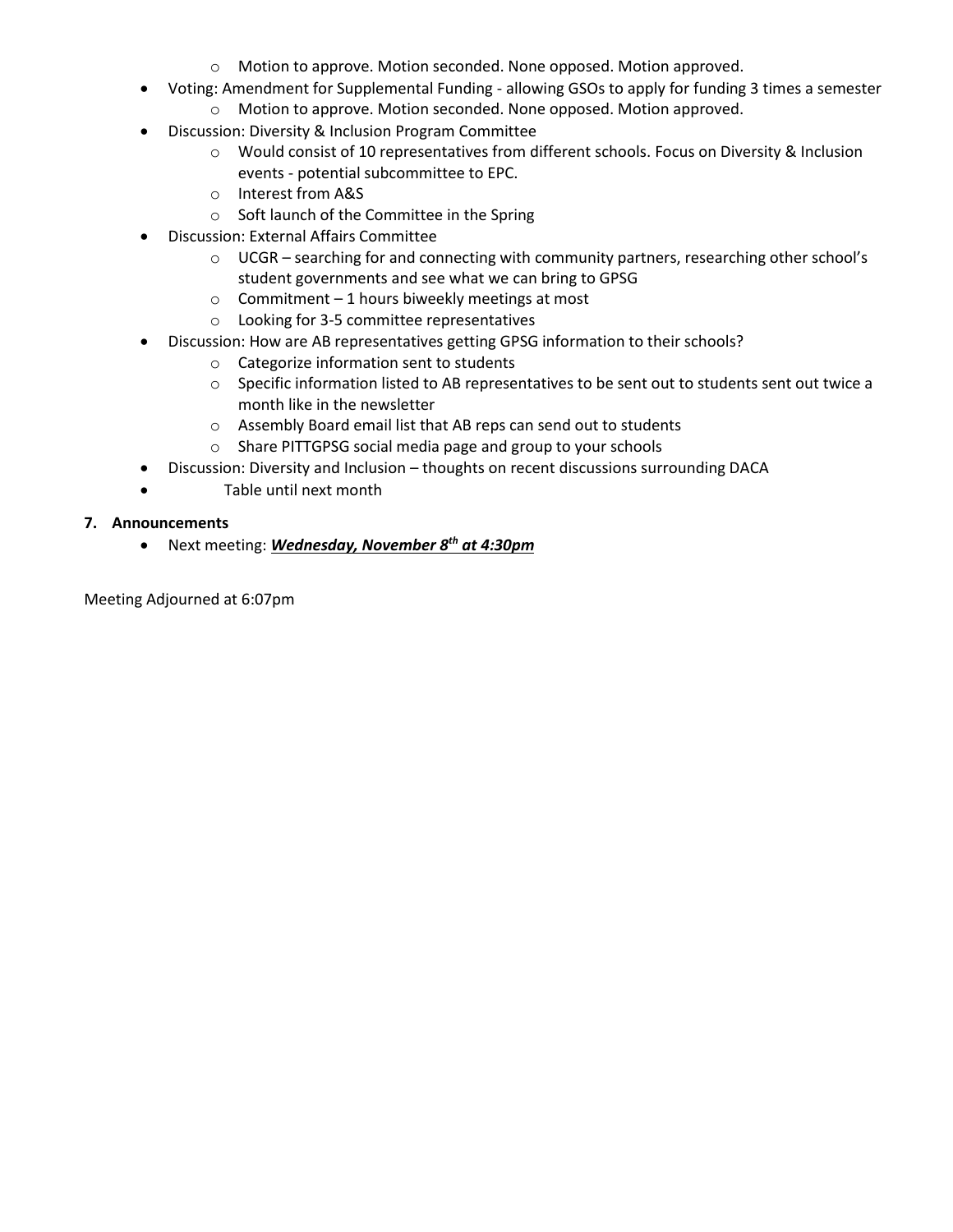- Motion to approve. Motion seconded. None opposed. Motion approved.
- Voting: Amendment for Supplemental Funding - allowing GSOs to apply for funding 3 times a semester
    - Motion to approve. Motion seconded. None opposed. Motion approved.
- Discussion: Diversity & Inclusion Program Committee
    - Would consist of 10 representatives from different schools. Focus on Diversity & Inclusion events - potential subcommittee to EPC.
    - Interest from A&S
    - Soft launch of the Committee in the Spring
- Discussion: External Affairs Committee
    - UCGR – searching for and connecting with community partners, researching other school's student governments and see what we can bring to GPSG
    - Commitment – 1 hours biweekly meetings at most
    - Looking for 3-5 committee representatives
- Discussion: How are AB representatives getting GPSG information to their schools?
    - Categorize information sent to students
    - Specific information listed to AB representatives to be sent out to students sent out twice a month like in the newsletter
    - Assembly Board email list that AB reps can send out to students
    - Share PITTGPSG social media page and group to your schools
- Discussion: Diversity and Inclusion – thoughts on recent discussions surrounding DACA
- Table until next month

**7. Announcements**

- Next meeting: ***Wednesday, November 8th at 4:30pm***

Meeting Adjourned at 6:07pm